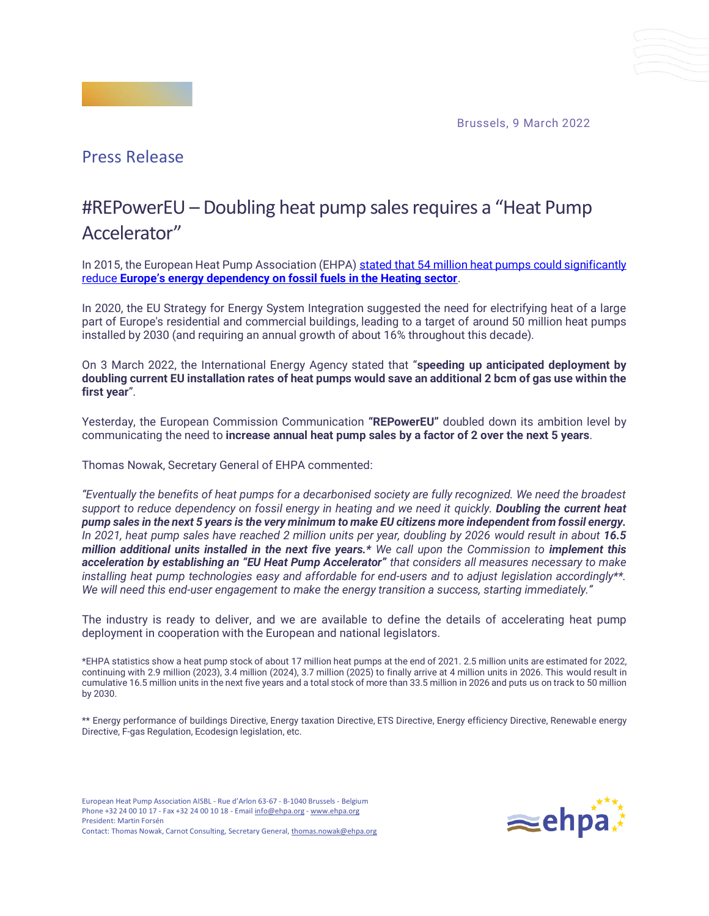Brussels, 9 March 2022

## Press Release

# #REPowerEU – Doubling heat pump sales requires a "Heat Pump Accelerator"

In 2015, the European Heat Pump Association (EHPA) stated that 54 million heat pumps could significantly reduce **Europe's energy dependency on fossil fuels in the Heating sector**.

In 2020, the EU Strategy for Energy System Integration suggested the need for electrifying heat of a large part of Europe's residential and commercial buildings, leading to a target of around 50 million heat pumps installed by 2030 (and requiring an annual growth of about 16% throughout this decade).

On 3 March 2022, the International Energy Agency stated that "**speeding up anticipated deployment by doubling current EU installation rates of heat pumps would save an additional 2 bcm of gas use within the first year**".

Yesterday, the European Commission Communication **"REPowerEU"** doubled down its ambition level by communicating the need to **increase annual heat pump sales by a factor of 2 over the next 5 years**.

Thomas Nowak, Secretary General of EHPA commented:

*"Eventually the benefits of heat pumps for a decarbonised society are fully recognized. We need the broadest support to reduce dependency on fossil energy in heating and we need it quickly.* ***Doubling the current heat pump sales in the next 5 years is the very minimum to make EU citizens more independent from fossil energy.*** *In 2021, heat pump sales have reached 2 million units per year, doubling by 2026 would result in about* ***16.5 million additional units installed in the next five years.**** *We call upon the Commission to* ***implement this acceleration by establishing an "EU Heat Pump Accelerator"*** *that considers all measures necessary to make installing heat pump technologies easy and affordable for end-users and to adjust legislation accordingly**. We will need this end-user engagement to make the energy transition a success, starting immediately."*

The industry is ready to deliver, and we are available to define the details of accelerating heat pump deployment in cooperation with the European and national legislators.

*EHPA statistics show a heat pump stock of about 17 million heat pumps at the end of 2021. 2.5 million units are estimated for 2022, continuing with 2.9 million (2023), 3.4 million (2024), 3.7 million (2025) to finally arrive at 4 million units in 2026. This would result in cumulative 16.5 million units in the next five years and a total stock of more than 33.5 million in 2026 and puts us on track to 50 million by 2030.

** Energy performance of buildings Directive, Energy taxation Directive, ETS Directive, Energy efficiency Directive, Renewable energy Directive, F-gas Regulation, Ecodesign legislation, etc.

European Heat Pump Association AISBL - Rue d'Arlon 63-67 - B-1040 Brussels - Belgium
Phone +32 24 00 10 17 - Fax +32 24 00 10 18 - Email info@ehpa.org - www.ehpa.org
President: Martin Forsén
Contact: Thomas Nowak, Carnot Consulting, Secretary General, thomas.nowak@ehpa.org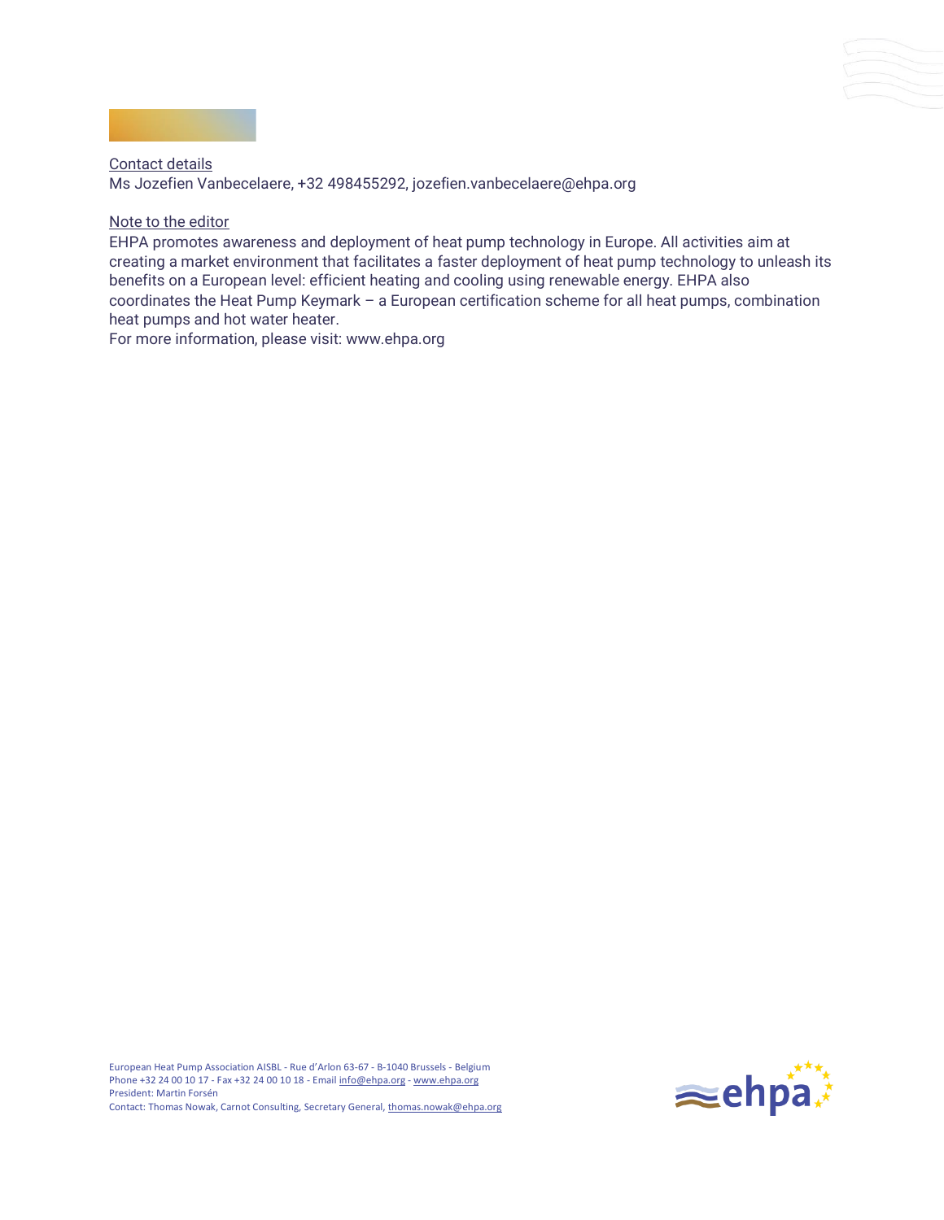Contact details

Ms Jozefien Vanbecelaere, +32 498455292, jozefien.vanbecelaere@ehpa.org

Note to the editor

EHPA promotes awareness and deployment of heat pump technology in Europe. All activities aim at creating a market environment that facilitates a faster deployment of heat pump technology to unleash its benefits on a European level: efficient heating and cooling using renewable energy. EHPA also coordinates the Heat Pump Keymark – a European certification scheme for all heat pumps, combination heat pumps and hot water heater.

For more information, please visit: www.ehpa.org